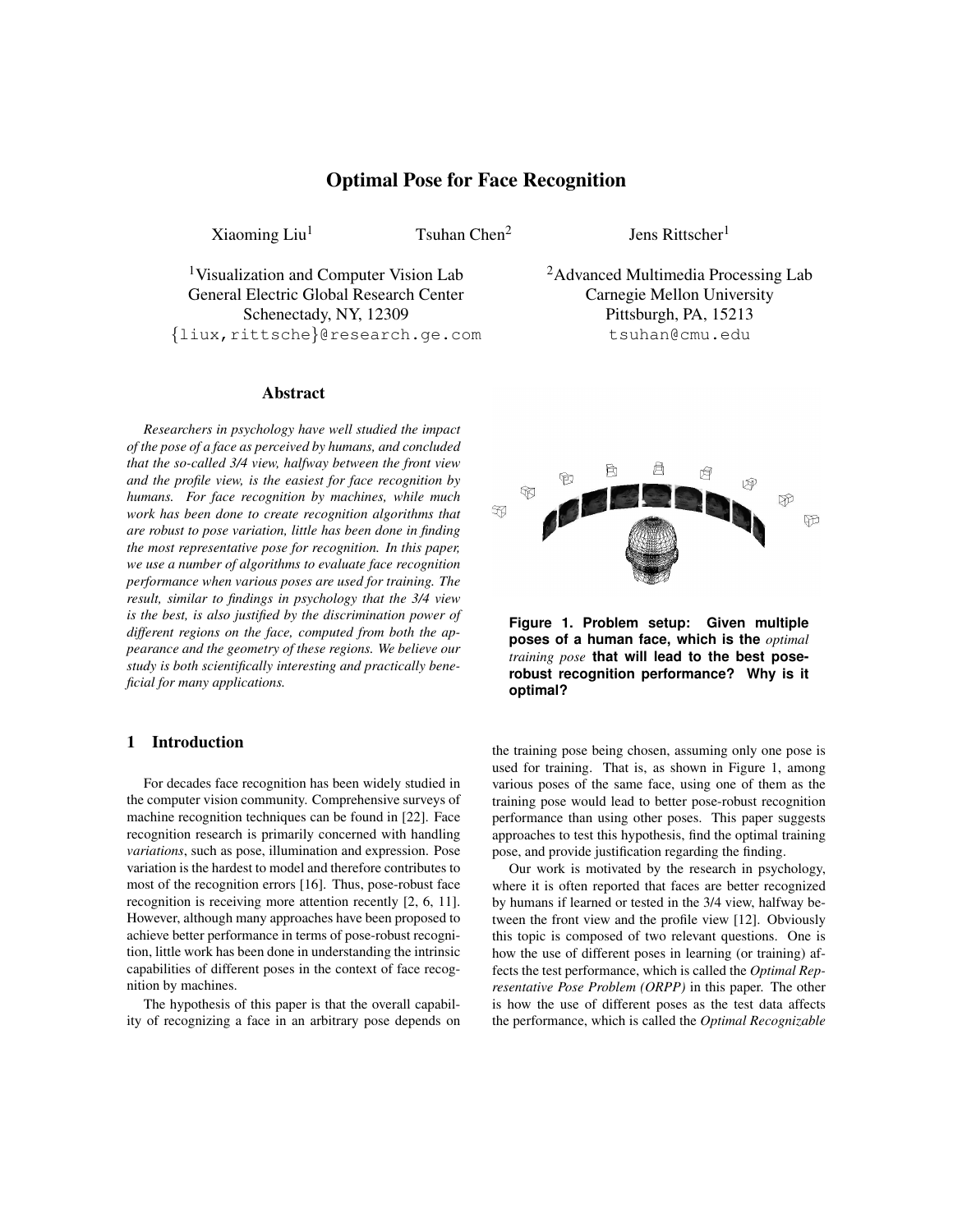# Optimal Pose for Face Recognition

Xiaoming Liu[1] Tsuhan Chen[2] Jens Rittscher[1]

[1]Visualization and Computer Vision Lab
General Electric Global Research Center
Schenectady, NY, 12309
{liux,rittsche}@research.ge.com

[2]Advanced Multimedia Processing Lab
Carnegie Mellon University
Pittsburgh, PA, 15213
tsuhan@cmu.edu

## Abstract

*Researchers in psychology have well studied the impact of the pose of a face as perceived by humans, and concluded that the so-called 3/4 view, halfway between the front view and the profile view, is the easiest for face recognition by humans. For face recognition by machines, while much work has been done to create recognition algorithms that are robust to pose variation, little has been done in finding the most representative pose for recognition. In this paper, we use a number of algorithms to evaluate face recognition performance when various poses are used for training. The result, similar to findings in psychology that the 3/4 view is the best, is also justified by the discrimination power of different regions on the face, computed from both the appearance and the geometry of these regions. We believe our study is both scientifically interesting and practically beneficial for many applications.*

**Figure 1. Problem setup: Given multiple poses of a human face, which is the *optimal training pose* that will lead to the best pose-robust recognition performance? Why is it optimal?**

## 1 Introduction

For decades face recognition has been widely studied in the computer vision community. Comprehensive surveys of machine recognition techniques can be found in [22]. Face recognition research is primarily concerned with handling *variations*, such as pose, illumination and expression. Pose variation is the hardest to model and therefore contributes to most of the recognition errors [16]. Thus, pose-robust face recognition is receiving more attention recently [2, 6, 11]. However, although many approaches have been proposed to achieve better performance in terms of pose-robust recognition, little work has been done in understanding the intrinsic capabilities of different poses in the context of face recognition by machines.

The hypothesis of this paper is that the overall capability of recognizing a face in an arbitrary pose depends on the training pose being chosen, assuming only one pose is used for training. That is, as shown in Figure 1, among various poses of the same face, using one of them as the training pose would lead to better pose-robust recognition performance than using other poses. This paper suggests approaches to test this hypothesis, find the optimal training pose, and provide justification regarding the finding.

Our work is motivated by the research in psychology, where it is often reported that faces are better recognized by humans if learned or tested in the 3/4 view, halfway between the front view and the profile view [12]. Obviously this topic is composed of two relevant questions. One is how the use of different poses in learning (or training) affects the test performance, which is called the *Optimal Representative Pose Problem (ORPP)* in this paper. The other is how the use of different poses as the test data affects the performance, which is called the *Optimal Recognizable*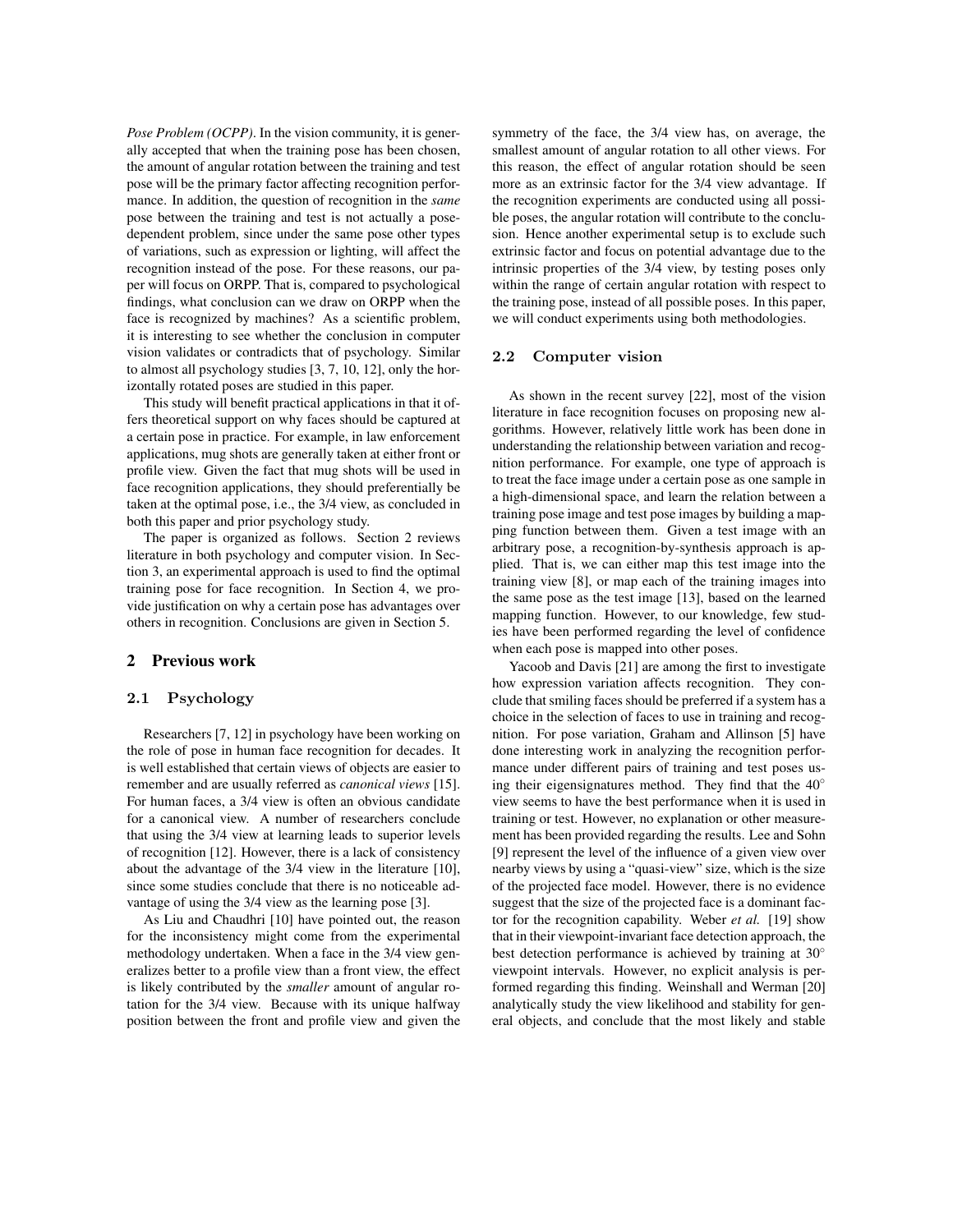*Pose Problem (OCPP)*. In the vision community, it is generally accepted that when the training pose has been chosen, the amount of angular rotation between the training and test pose will be the primary factor affecting recognition performance. In addition, the question of recognition in the *same* pose between the training and test is not actually a pose-dependent problem, since under the same pose other types of variations, such as expression or lighting, will affect the recognition instead of the pose. For these reasons, our paper will focus on ORPP. That is, compared to psychological findings, what conclusion can we draw on ORPP when the face is recognized by machines? As a scientific problem, it is interesting to see whether the conclusion in computer vision validates or contradicts that of psychology. Similar to almost all psychology studies [3, 7, 10, 12], only the horizontally rotated poses are studied in this paper.

This study will benefit practical applications in that it offers theoretical support on why faces should be captured at a certain pose in practice. For example, in law enforcement applications, mug shots are generally taken at either front or profile view. Given the fact that mug shots will be used in face recognition applications, they should preferentially be taken at the optimal pose, i.e., the 3/4 view, as concluded in both this paper and prior psychology study.

The paper is organized as follows. Section 2 reviews literature in both psychology and computer vision. In Section 3, an experimental approach is used to find the optimal training pose for face recognition. In Section 4, we provide justification on why a certain pose has advantages over others in recognition. Conclusions are given in Section 5.

## 2 Previous work

### 2.1 Psychology

Researchers [7, 12] in psychology have been working on the role of pose in human face recognition for decades. It is well established that certain views of objects are easier to remember and are usually referred as *canonical views* [15]. For human faces, a 3/4 view is often an obvious candidate for a canonical view. A number of researchers conclude that using the 3/4 view at learning leads to superior levels of recognition [12]. However, there is a lack of consistency about the advantage of the 3/4 view in the literature [10], since some studies conclude that there is no noticeable advantage of using the 3/4 view as the learning pose [3].

As Liu and Chaudhri [10] have pointed out, the reason for the inconsistency might come from the experimental methodology undertaken. When a face in the 3/4 view generalizes better to a profile view than a front view, the effect is likely contributed by the *smaller* amount of angular rotation for the 3/4 view. Because with its unique halfway position between the front and profile view and given the symmetry of the face, the 3/4 view has, on average, the smallest amount of angular rotation to all other views. For this reason, the effect of angular rotation should be seen more as an extrinsic factor for the 3/4 view advantage. If the recognition experiments are conducted using all possible poses, the angular rotation will contribute to the conclusion. Hence another experimental setup is to exclude such extrinsic factor and focus on potential advantage due to the intrinsic properties of the 3/4 view, by testing poses only within the range of certain angular rotation with respect to the training pose, instead of all possible poses. In this paper, we will conduct experiments using both methodologies.

### 2.2 Computer vision

As shown in the recent survey [22], most of the vision literature in face recognition focuses on proposing new algorithms. However, relatively little work has been done in understanding the relationship between variation and recognition performance. For example, one type of approach is to treat the face image under a certain pose as one sample in a high-dimensional space, and learn the relation between a training pose image and test pose images by building a mapping function between them. Given a test image with an arbitrary pose, a recognition-by-synthesis approach is applied. That is, we can either map this test image into the training view [8], or map each of the training images into the same pose as the test image [13], based on the learned mapping function. However, to our knowledge, few studies have been performed regarding the level of confidence when each pose is mapped into other poses.

Yacoob and Davis [21] are among the first to investigate how expression variation affects recognition. They conclude that smiling faces should be preferred if a system has a choice in the selection of faces to use in training and recognition. For pose variation, Graham and Allinson [5] have done interesting work in analyzing the recognition performance under different pairs of training and test poses using their eigensignatures method. They find that the $40^\circ$ view seems to have the best performance when it is used in training or test. However, no explanation or other measurement has been provided regarding the results. Lee and Sohn [9] represent the level of the influence of a given view over nearby views by using a "quasi-view" size, which is the size of the projected face model. However, there is no evidence suggest that the size of the projected face is a dominant factor for the recognition capability. Weber *et al.* [19] show that in their viewpoint-invariant face detection approach, the best detection performance is achieved by training at $30^\circ$ viewpoint intervals. However, no explicit analysis is performed regarding this finding. Weinshall and Werman [20] analytically study the view likelihood and stability for general objects, and conclude that the most likely and stable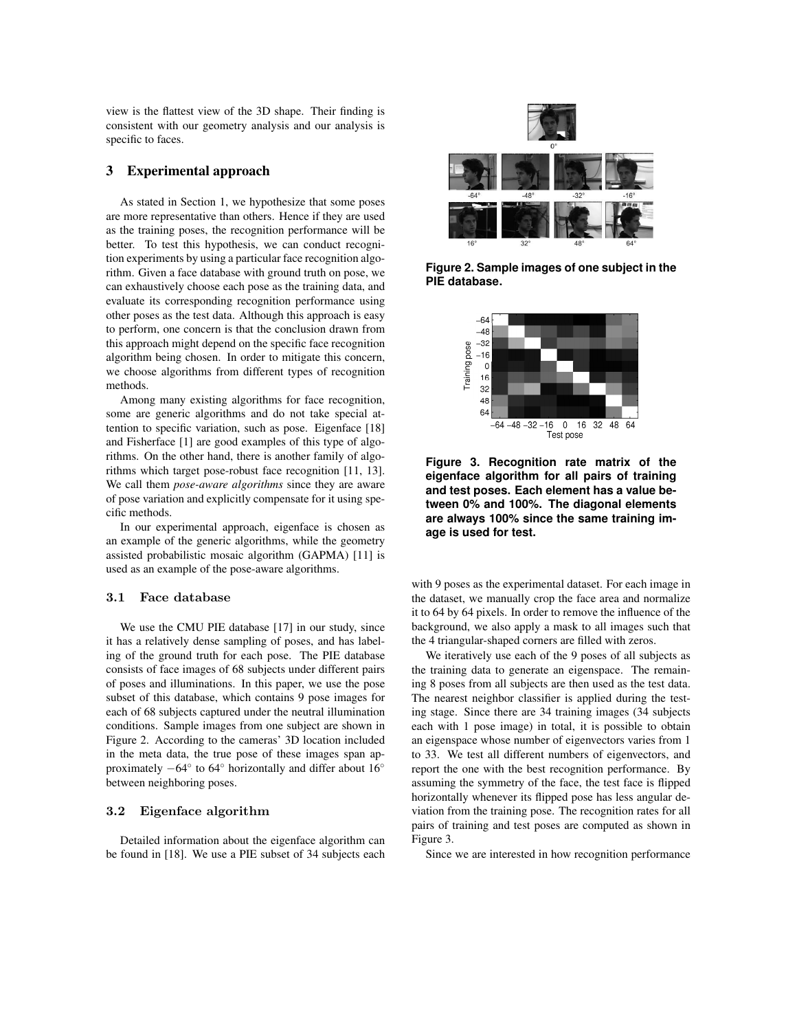view is the flattest view of the 3D shape. Their finding is consistent with our geometry analysis and our analysis is specific to faces.

## 3 Experimental approach

As stated in Section 1, we hypothesize that some poses are more representative than others. Hence if they are used as the training poses, the recognition performance will be better. To test this hypothesis, we can conduct recognition experiments by using a particular face recognition algorithm. Given a face database with ground truth on pose, we can exhaustively choose each pose as the training data, and evaluate its corresponding recognition performance using other poses as the test data. Although this approach is easy to perform, one concern is that the conclusion drawn from this approach might depend on the specific face recognition algorithm being chosen. In order to mitigate this concern, we choose algorithms from different types of recognition methods.

Among many existing algorithms for face recognition, some are generic algorithms and do not take special attention to specific variation, such as pose. Eigenface [18] and Fisherface [1] are good examples of this type of algorithms. On the other hand, there is another family of algorithms which target pose-robust face recognition [11, 13]. We call them *pose-aware algorithms* since they are aware of pose variation and explicitly compensate for it using specific methods.

In our experimental approach, eigenface is chosen as an example of the generic algorithms, while the geometry assisted probabilistic mosaic algorithm (GAPMA) [11] is used as an example of the pose-aware algorithms.

### 3.1 Face database

We use the CMU PIE database [17] in our study, since it has a relatively dense sampling of poses, and has labeling of the ground truth for each pose. The PIE database consists of face images of 68 subjects under different pairs of poses and illuminations. In this paper, we use the pose subset of this database, which contains 9 pose images for each of 68 subjects captured under the neutral illumination conditions. Sample images from one subject are shown in Figure 2. According to the cameras' 3D location included in the meta data, the true pose of these images span approximately $-64^{\circ}$ to $64^{\circ}$ horizontally and differ about $16^{\circ}$ between neighboring poses.

**Figure 2. Sample images of one subject in the PIE database.**

**Figure 3. Recognition rate matrix of the eigenface algorithm for all pairs of training and test poses. Each element has a value between 0% and 100%. The diagonal elements are always 100% since the same training image is used for test.**

### 3.2 Eigenface algorithm

Detailed information about the eigenface algorithm can be found in [18]. We use a PIE subset of 34 subjects each with 9 poses as the experimental dataset. For each image in the dataset, we manually crop the face area and normalize it to 64 by 64 pixels. In order to remove the influence of the background, we also apply a mask to all images such that the 4 triangular-shaped corners are filled with zeros.

We iteratively use each of the 9 poses of all subjects as the training data to generate an eigenspace. The remaining 8 poses from all subjects are then used as the test data. The nearest neighbor classifier is applied during the testing stage. Since there are 34 training images (34 subjects each with 1 pose image) in total, it is possible to obtain an eigenspace whose number of eigenvectors varies from 1 to 33. We test all different numbers of eigenvectors, and report the one with the best recognition performance. By assuming the symmetry of the face, the test face is flipped horizontally whenever its flipped pose has less angular deviation from the training pose. The recognition rates for all pairs of training and test poses are computed as shown in Figure 3.

Since we are interested in how recognition performance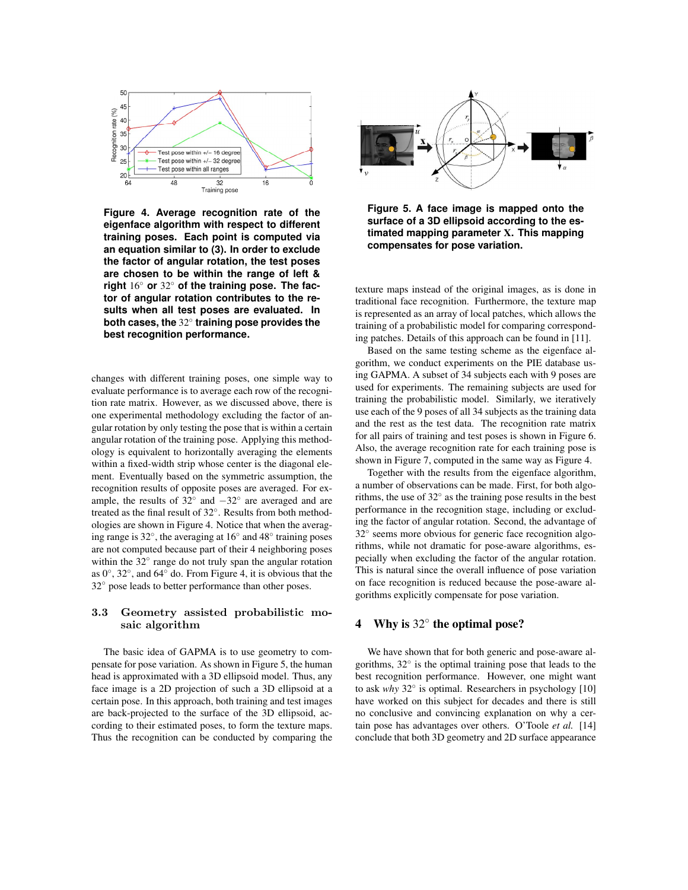**Figure 4. Average recognition rate of the eigenface algorithm with respect to different training poses. Each point is computed via an equation similar to (3). In order to exclude the factor of angular rotation, the test poses are chosen to be within the range of left & right $16^\circ$ or $32^\circ$ of the training pose. The factor of angular rotation contributes to the results when all test poses are evaluated. In both cases, the $32^\circ$ training pose provides the best recognition performance.**

changes with different training poses, one simple way to evaluate performance is to average each row of the recognition rate matrix. However, as we discussed above, there is one experimental methodology excluding the factor of angular rotation by only testing the pose that is within a certain angular rotation of the training pose. Applying this methodology is equivalent to horizontally averaging the elements within a fixed-width strip whose center is the diagonal element. Eventually based on the symmetric assumption, the recognition results of opposite poses are averaged. For example, the results of $32^\circ$ and $-32^\circ$ are averaged and are treated as the final result of $32^\circ$. Results from both methodologies are shown in Figure 4. Notice that when the averaging range is $32^\circ$, the averaging at $16^\circ$ and $48^\circ$ training poses are not computed because part of their 4 neighboring poses within the $32^\circ$ range do not truly span the angular rotation as $0^\circ$, $32^\circ$, and $64^\circ$ do. From Figure 4, it is obvious that the $32^\circ$ pose leads to better performance than other poses.

### 3.3 Geometry assisted probabilistic mosaic algorithm

The basic idea of GAPMA is to use geometry to compensate for pose variation. As shown in Figure 5, the human head is approximated with a 3D ellipsoid model. Thus, any face image is a 2D projection of such a 3D ellipsoid at a certain pose. In this approach, both training and test images are back-projected to the surface of the 3D ellipsoid, according to their estimated poses, to form the texture maps. Thus the recognition can be conducted by comparing the texture maps instead of the original images, as is done in traditional face recognition. Furthermore, the texture map is represented as an array of local patches, which allows the training of a probabilistic model for comparing corresponding patches. Details of this approach can be found in [11].

**Figure 5. A face image is mapped onto the surface of a 3D ellipsoid according to the estimated mapping parameter $\mathbf{X}$. This mapping compensates for pose variation.**

Based on the same testing scheme as the eigenface algorithm, we conduct experiments on the PIE database using GAPMA. A subset of 34 subjects each with 9 poses are used for experiments. The remaining subjects are used for training the probabilistic model. Similarly, we iteratively use each of the 9 poses of all 34 subjects as the training data and the rest as the test data. The recognition rate matrix for all pairs of training and test poses is shown in Figure 6. Also, the average recognition rate for each training pose is shown in Figure 7, computed in the same way as Figure 4.

Together with the results from the eigenface algorithm, a number of observations can be made. First, for both algorithms, the use of $32^\circ$ as the training pose results in the best performance in the recognition stage, including or excluding the factor of angular rotation. Second, the advantage of $32^\circ$ seems more obvious for generic face recognition algorithms, while not dramatic for pose-aware algorithms, especially when excluding the factor of the angular rotation. This is natural since the overall influence of pose variation on face recognition is reduced because the pose-aware algorithms explicitly compensate for pose variation.

## 4 Why is $32^\circ$ the optimal pose?

We have shown that for both generic and pose-aware algorithms, $32^\circ$ is the optimal training pose that leads to the best recognition performance. However, one might want to ask *why* $32^\circ$ is optimal. Researchers in psychology [10] have worked on this subject for decades and there is still no conclusive and convincing explanation on why a certain pose has advantages over others. O'Toole *et al.* [14] conclude that both 3D geometry and 2D surface appearance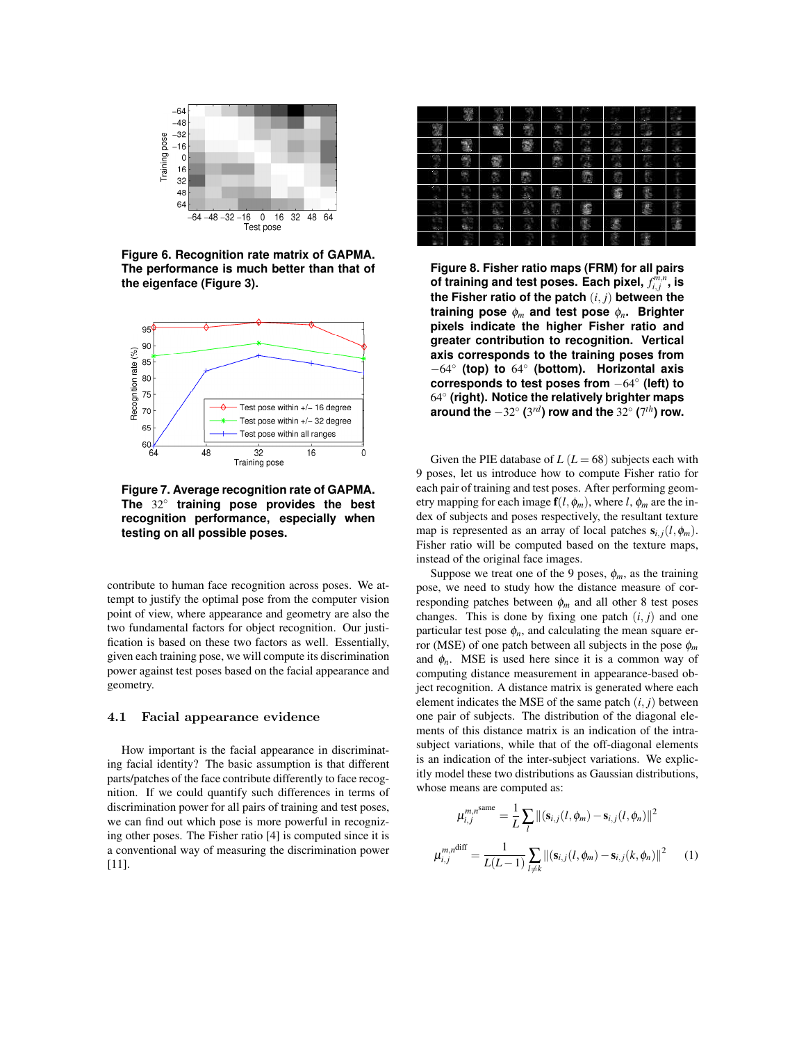**Figure 6. Recognition rate matrix of GAPMA. The performance is much better than that of the eigenface (Figure 3).**

**Figure 7. Average recognition rate of GAPMA. The 32° training pose provides the best recognition performance, especially when testing on all possible poses.**

contribute to human face recognition across poses. We attempt to justify the optimal pose from the computer vision point of view, where appearance and geometry are also the two fundamental factors for object recognition. Our justification is based on these two factors as well. Essentially, given each training pose, we will compute its discrimination power against test poses based on the facial appearance and geometry.

### 4.1 Facial appearance evidence

How important is the facial appearance in discriminating facial identity? The basic assumption is that different parts/patches of the face contribute differently to face recognition. If we could quantify such differences in terms of discrimination power for all pairs of training and test poses, we can find out which pose is more powerful in recognizing other poses. The Fisher ratio [4] is computed since it is a conventional way of measuring the discrimination power [11].

**Figure 8. Fisher ratio maps (FRM) for all pairs of training and test poses. Each pixel, $f_{i,j}^{m,n}$, is the Fisher ratio of the patch $(i, j)$ between the training pose $\phi_m$ and test pose $\phi_n$. Brighter pixels indicate the higher Fisher ratio and greater contribution to recognition. Vertical axis corresponds to the training poses from $-64^\circ$ (top) to $64^\circ$ (bottom). Horizontal axis corresponds to test poses from $-64^\circ$ (left) to $64^\circ$ (right). Notice the relatively brighter maps around the $-32^\circ$ ($3^{rd}$) row and the $32^\circ$ ($7^{th}$) row.**

Given the PIE database of $L$ ($L = 68$) subjects each with 9 poses, let us introduce how to compute Fisher ratio for each pair of training and test poses. After performing geometry mapping for each image $\mathbf{f}(l, \phi_m)$, where $l$, $\phi_m$ are the index of subjects and poses respectively, the resultant texture map is represented as an array of local patches $\mathbf{s}_{i,j}(l, \phi_m)$. Fisher ratio will be computed based on the texture maps, instead of the original face images.

Suppose we treat one of the 9 poses, $\phi_m$, as the training pose, we need to study how the distance measure of corresponding patches between $\phi_m$ and all other 8 test poses changes. This is done by fixing one patch $(i, j)$ and one particular test pose $\phi_n$, and calculating the mean square error (MSE) of one patch between all subjects in the pose $\phi_m$ and $\phi_n$. MSE is used here since it is a common way of computing distance measurement in appearance-based object recognition. A distance matrix is generated where each element indicates the MSE of the same patch $(i, j)$ between one pair of subjects. The distribution of the diagonal elements of this distance matrix is an indication of the intra-subject variations, while that of the off-diagonal elements is an indication of the inter-subject variations. We explicitly model these two distributions as Gaussian distributions, whose means are computed as:

$$\mu_{i,j}^{m,n^{\text{same}}} = \frac{1}{L} \sum_{l} \|(\mathbf{s}_{i,j}(l, \phi_m) - \mathbf{s}_{i,j}(l, \phi_n)\|^2$$

$$\mu_{i,j}^{m,n^{\text{diff}}} = \frac{1}{L(L-1)} \sum_{l \neq k} \|(\mathbf{s}_{i,j}(l, \phi_m) - \mathbf{s}_{i,j}(k, \phi_n)\|^2 \qquad (1)$$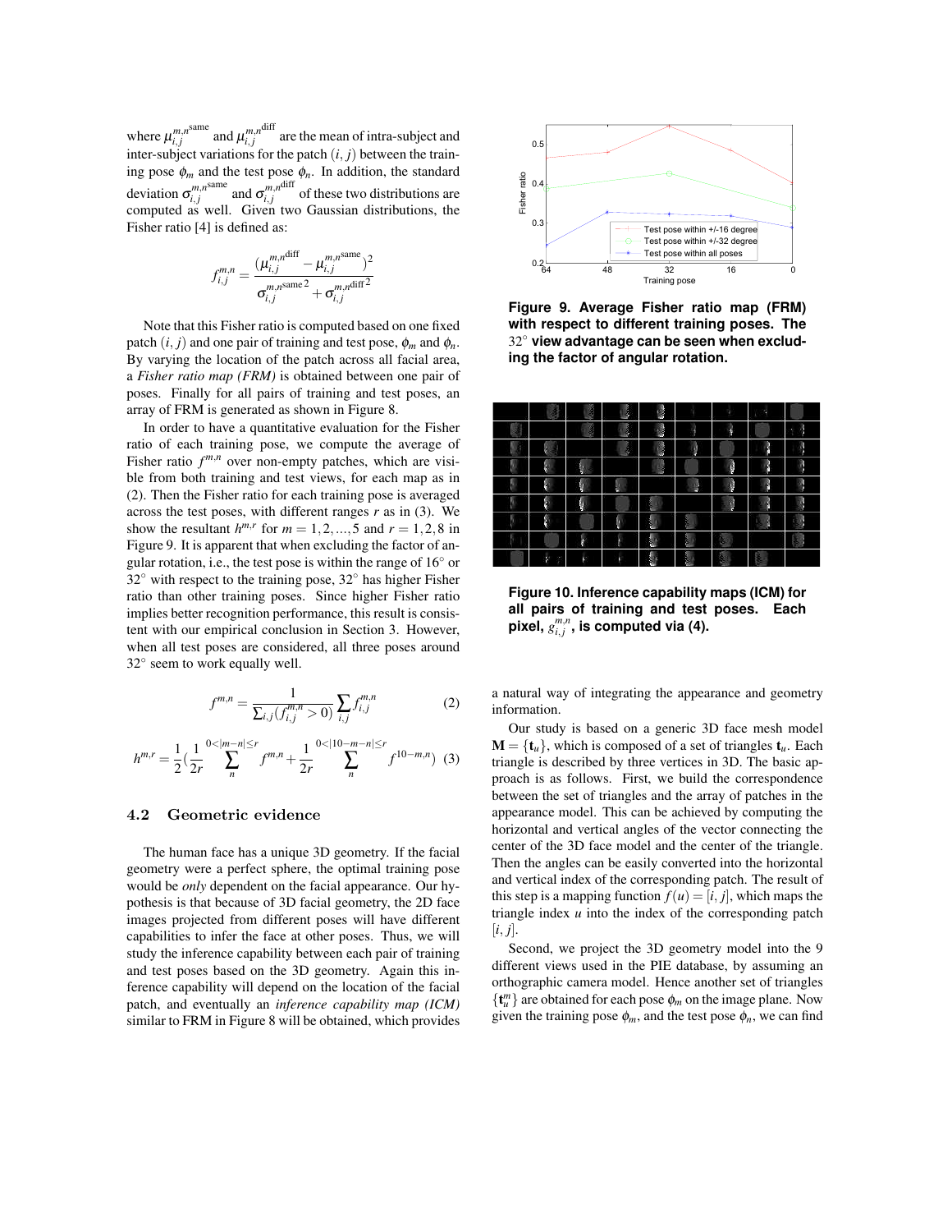where $\mu_{i,j}^{m,n^{\text{same}}}$ and $\mu_{i,j}^{m,n^{\text{diff}}}$ are the mean of intra-subject and inter-subject variations for the patch $(i,j)$ between the training pose $\phi_m$ and the test pose $\phi_n$. In addition, the standard deviation $\sigma_{i,j}^{m,n^{\text{same}}}$ and $\sigma_{i,j}^{m,n^{\text{diff}}}$ of these two distributions are computed as well. Given two Gaussian distributions, the Fisher ratio [4] is defined as:

$$f_{i,j}^{m,n} = \frac{(\mu_{i,j}^{m,n^{\text{diff}}} - \mu_{i,j}^{m,n^{\text{same}}})^2}{\sigma_{i,j}^{m,n^{\text{same}\,2}} + \sigma_{i,j}^{m,n^{\text{diff}\,2}}}$$

Note that this Fisher ratio is computed based on one fixed patch $(i,j)$ and one pair of training and test pose, $\phi_m$ and $\phi_n$. By varying the location of the patch across all facial area, a *Fisher ratio map (FRM)* is obtained between one pair of poses. Finally for all pairs of training and test poses, an array of FRM is generated as shown in Figure 8.

In order to have a quantitative evaluation for the Fisher ratio of each training pose, we compute the average of Fisher ratio $f^{m,n}$ over non-empty patches, which are visible from both training and test views, for each map as in (2). Then the Fisher ratio for each training pose is averaged across the test poses, with different ranges $r$ as in (3). We show the resultant $h^{m,r}$ for $m = 1, 2, ..., 5$ and $r = 1, 2, 8$ in Figure 9. It is apparent that when excluding the factor of angular rotation, i.e., the test pose is within the range of $16^\circ$ or $32^\circ$ with respect to the training pose, $32^\circ$ has higher Fisher ratio than other training poses. Since higher Fisher ratio implies better recognition performance, this result is consistent with our empirical conclusion in Section 3. However, when all test poses are considered, all three poses around $32^\circ$ seem to work equally well.

$$f^{m,n} = \frac{1}{\sum_{i,j}(f_{i,j}^{m,n} > 0)} \sum_{i,j} f_{i,j}^{m,n} \quad (2)$$

$$h^{m,r} = \frac{1}{2}\left(\frac{1}{2r} \sum_{n}^{0<|m-n|\leq r} f^{m,n} + \frac{1}{2r} \sum_{n}^{0<|10-m-n|\leq r} f^{10-m,n}\right) \quad (3)$$

### 4.2 Geometric evidence

The human face has a unique 3D geometry. If the facial geometry were a perfect sphere, the optimal training pose would be *only* dependent on the facial appearance. Our hypothesis is that because of 3D facial geometry, the 2D face images projected from different poses will have different capabilities to infer the face at other poses. Thus, we will study the inference capability between each pair of training and test poses based on the 3D geometry. Again this inference capability will depend on the location of the facial patch, and eventually an *inference capability map (ICM)* similar to FRM in Figure 8 will be obtained, which provides a natural way of integrating the appearance and geometry information.

**Figure 9. Average Fisher ratio map (FRM) with respect to different training poses. The $32^\circ$ view advantage can be seen when excluding the factor of angular rotation.**

**Figure 10. Inference capability maps (ICM) for all pairs of training and test poses. Each pixel, $g_{i,j}^{m,n}$, is computed via (4).**

Our study is based on a generic 3D face mesh model $\mathbf{M} = \{\mathbf{t}_u\}$, which is composed of a set of triangles $\mathbf{t}_u$. Each triangle is described by three vertices in 3D. The basic approach is as follows. First, we build the correspondence between the set of triangles and the array of patches in the appearance model. This can be achieved by computing the horizontal and vertical angles of the vector connecting the center of the 3D face model and the center of the triangle. Then the angles can be easily converted into the horizontal and vertical index of the corresponding patch. The result of this step is a mapping function $f(u) = [i, j]$, which maps the triangle index $u$ into the index of the corresponding patch $[i, j]$.

Second, we project the 3D geometry model into the 9 different views used in the PIE database, by assuming an orthographic camera model. Hence another set of triangles $\{\mathbf{t}_u^m\}$ are obtained for each pose $\phi_m$ on the image plane. Now given the training pose $\phi_m$, and the test pose $\phi_n$, we can find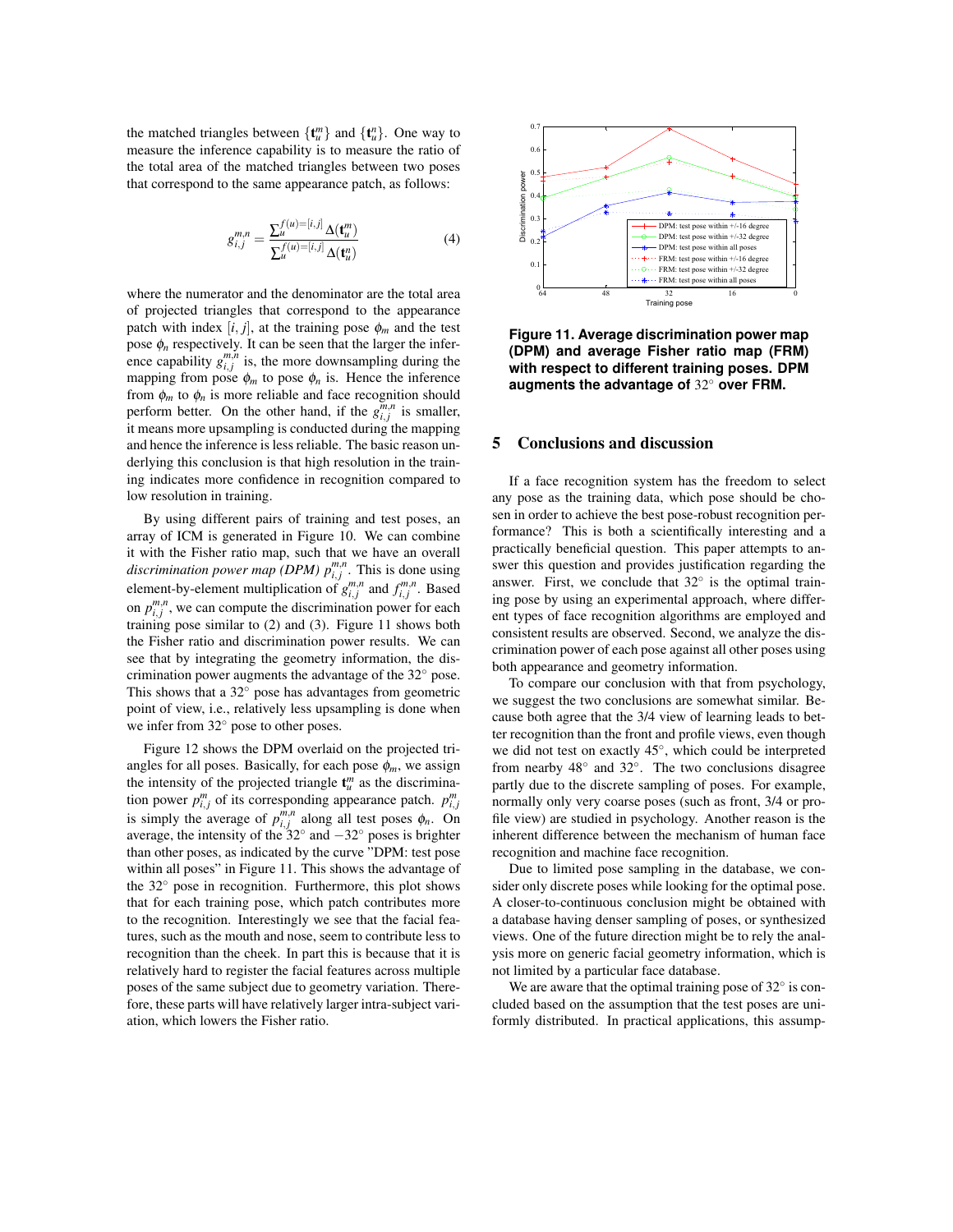the matched triangles between $\{\mathbf{t}_u^m\}$ and $\{\mathbf{t}_u^n\}$. One way to measure the inference capability is to measure the ratio of the total area of the matched triangles between two poses that correspond to the same appearance patch, as follows:

$$g_{i,j}^{m,n} = \frac{\sum_u^{f(u)=[i,j]} \Delta(\mathbf{t}_u^m)}{\sum_u^{f(u)=[i,j]} \Delta(\mathbf{t}_u^n)} \tag{4}$$

where the numerator and the denominator are the total area of projected triangles that correspond to the appearance patch with index $[i, j]$, at the training pose $\phi_m$ and the test pose $\phi_n$ respectively. It can be seen that the larger the inference capability $g_{i,j}^{m,n}$ is, the more downsampling during the mapping from pose $\phi_m$ to pose $\phi_n$ is. Hence the inference from $\phi_m$ to $\phi_n$ is more reliable and face recognition should perform better. On the other hand, if the $g_{i,j}^{m,n}$ is smaller, it means more upsampling is conducted during the mapping and hence the inference is less reliable. The basic reason underlying this conclusion is that high resolution in the training indicates more confidence in recognition compared to low resolution in training.

By using different pairs of training and test poses, an array of ICM is generated in Figure 10. We can combine it with the Fisher ratio map, such that we have an overall *discrimination power map (DPM)* $p_{i,j}^{m,n}$. This is done using element-by-element multiplication of $g_{i,j}^{m,n}$ and $f_{i,j}^{m,n}$. Based on $p_{i,j}^{m,n}$, we can compute the discrimination power for each training pose similar to (2) and (3). Figure 11 shows both the Fisher ratio and discrimination power results. We can see that by integrating the geometry information, the discrimination power augments the advantage of the 32° pose. This shows that a 32° pose has advantages from geometric point of view, i.e., relatively less upsampling is done when we infer from 32° pose to other poses.

Figure 12 shows the DPM overlaid on the projected triangles for all poses. Basically, for each pose $\phi_m$, we assign the intensity of the projected triangle $\mathbf{t}_u^m$ as the discrimination power $p_{i,j}^m$ of its corresponding appearance patch. $p_{i,j}^m$ is simply the average of $p_{i,j}^{m,n}$ along all test poses $\phi_n$. On average, the intensity of the 32° and −32° poses is brighter than other poses, as indicated by the curve "DPM: test pose within all poses" in Figure 11. This shows the advantage of the 32° pose in recognition. Furthermore, this plot shows that for each training pose, which patch contributes more to the recognition. Interestingly we see that the facial features, such as the mouth and nose, seem to contribute less to recognition than the cheek. In part this is because that it is relatively hard to register the facial features across multiple poses of the same subject due to geometry variation. Therefore, these parts will have relatively larger intra-subject variation, which lowers the Fisher ratio.

**Figure 11. Average discrimination power map (DPM) and average Fisher ratio map (FRM) with respect to different training poses. DPM augments the advantage of 32° over FRM.**

## 5 Conclusions and discussion

If a face recognition system has the freedom to select any pose as the training data, which pose should be chosen in order to achieve the best pose-robust recognition performance? This is both a scientifically interesting and a practically beneficial question. This paper attempts to answer this question and provides justification regarding the answer. First, we conclude that 32° is the optimal training pose by using an experimental approach, where different types of face recognition algorithms are employed and consistent results are observed. Second, we analyze the discrimination power of each pose against all other poses using both appearance and geometry information.

To compare our conclusion with that from psychology, we suggest the two conclusions are somewhat similar. Because both agree that the 3/4 view of learning leads to better recognition than the front and profile views, even though we did not test on exactly 45°, which could be interpreted from nearby 48° and 32°. The two conclusions disagree partly due to the discrete sampling of poses. For example, normally only very coarse poses (such as front, 3/4 or profile view) are studied in psychology. Another reason is the inherent difference between the mechanism of human face recognition and machine face recognition.

Due to limited pose sampling in the database, we consider only discrete poses while looking for the optimal pose. A closer-to-continuous conclusion might be obtained with a database having denser sampling of poses, or synthesized views. One of the future direction might be to rely the analysis more on generic facial geometry information, which is not limited by a particular face database.

We are aware that the optimal training pose of 32° is concluded based on the assumption that the test poses are uniformly distributed. In practical applications, this assump-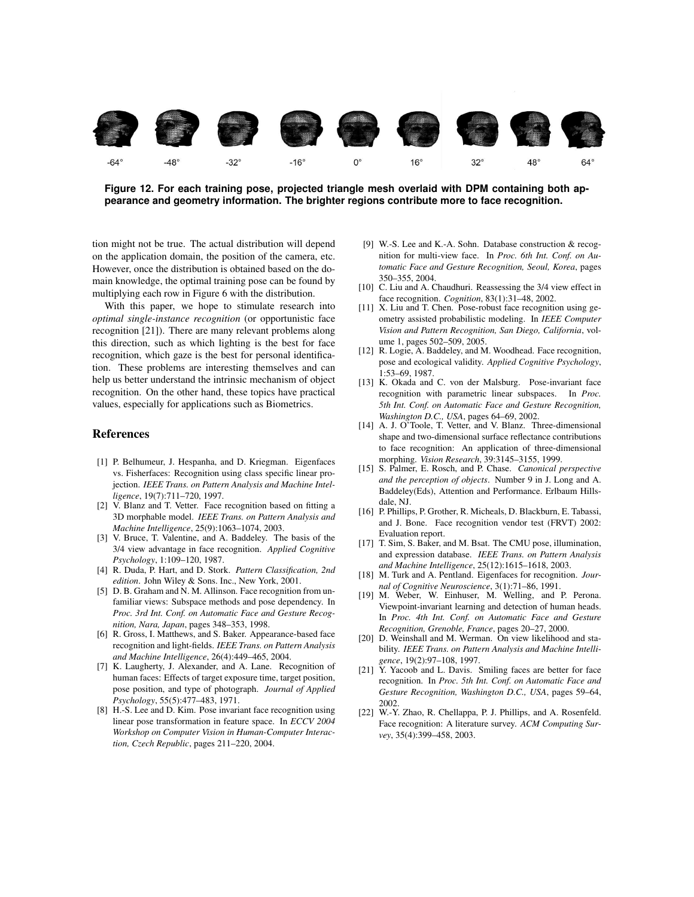-64°  -48°  -32°  -16°  0°  16°  32°  48°  64°

**Figure 12. For each training pose, projected triangle mesh overlaid with DPM containing both appearance and geometry information. The brighter regions contribute more to face recognition.**

tion might not be true. The actual distribution will depend on the application domain, the position of the camera, etc. However, once the distribution is obtained based on the domain knowledge, the optimal training pose can be found by multiplying each row in Figure 6 with the distribution.

With this paper, we hope to stimulate research into *optimal single-instance recognition* (or opportunistic face recognition [21]). There are many relevant problems along this direction, such as which lighting is the best for face recognition, which gaze is the best for personal identification. These problems are interesting themselves and can help us better understand the intrinsic mechanism of object recognition. On the other hand, these topics have practical values, especially for applications such as Biometrics.

## References

[1] P. Belhumeur, J. Hespanha, and D. Kriegman. Eigenfaces vs. Fisherfaces: Recognition using class specific linear projection. *IEEE Trans. on Pattern Analysis and Machine Intelligence*, 19(7):711–720, 1997.

[2] V. Blanz and T. Vetter. Face recognition based on fitting a 3D morphable model. *IEEE Trans. on Pattern Analysis and Machine Intelligence*, 25(9):1063–1074, 2003.

[3] V. Bruce, T. Valentine, and A. Baddeley. The basis of the 3/4 view advantage in face recognition. *Applied Cognitive Psychology*, 1:109–120, 1987.

[4] R. Duda, P. Hart, and D. Stork. *Pattern Classification, 2nd edition*. John Wiley & Sons. Inc., New York, 2001.

[5] D. B. Graham and N. M. Allinson. Face recognition from unfamiliar views: Subspace methods and pose dependency. In *Proc. 3rd Int. Conf. on Automatic Face and Gesture Recognition, Nara, Japan*, pages 348–353, 1998.

[6] R. Gross, I. Matthews, and S. Baker. Appearance-based face recognition and light-fields. *IEEE Trans. on Pattern Analysis and Machine Intelligence*, 26(4):449–465, 2004.

[7] K. Laugherty, J. Alexander, and A. Lane. Recognition of human faces: Effects of target exposure time, target position, pose position, and type of photograph. *Journal of Applied Psychology*, 55(5):477–483, 1971.

[8] H.-S. Lee and D. Kim. Pose invariant face recognition using linear pose transformation in feature space. In *ECCV 2004 Workshop on Computer Vision in Human-Computer Interaction, Czech Republic*, pages 211–220, 2004.

[9] W.-S. Lee and K.-A. Sohn. Database construction & recognition for multi-view face. In *Proc. 6th Int. Conf. on Automatic Face and Gesture Recognition, Seoul, Korea*, pages 350–355, 2004.

[10] C. Liu and A. Chaudhuri. Reassessing the 3/4 view effect in face recognition. *Cognition*, 83(1):31–48, 2002.

[11] X. Liu and T. Chen. Pose-robust face recognition using geometry assisted probabilistic modeling. In *IEEE Computer Vision and Pattern Recognition, San Diego, California*, volume 1, pages 502–509, 2005.

[12] R. Logie, A. Baddeley, and M. Woodhead. Face recognition, pose and ecological validity. *Applied Cognitive Psychology*, 1:53–69, 1987.

[13] K. Okada and C. von der Malsburg. Pose-invariant face recognition with parametric linear subspaces. In *Proc. 5th Int. Conf. on Automatic Face and Gesture Recognition, Washington D.C., USA*, pages 64–69, 2002.

[14] A. J. O'Toole, T. Vetter, and V. Blanz. Three-dimensional shape and two-dimensional surface reflectance contributions to face recognition: An application of three-dimensional morphing. *Vision Research*, 39:3145–3155, 1999.

[15] S. Palmer, E. Rosch, and P. Chase. *Canonical perspective and the perception of objects*. Number 9 in J. Long and A. Baddeley(Eds), Attention and Performance. Erlbaum Hillsdale, NJ.

[16] P. Phillips, P. Grother, R. Micheals, D. Blackburn, E. Tabassi, and J. Bone. Face recognition vendor test (FRVT) 2002: Evaluation report.

[17] T. Sim, S. Baker, and M. Bsat. The CMU pose, illumination, and expression database. *IEEE Trans. on Pattern Analysis and Machine Intelligence*, 25(12):1615–1618, 2003.

[18] M. Turk and A. Pentland. Eigenfaces for recognition. *Journal of Cognitive Neuroscience*, 3(1):71–86, 1991.

[19] M. Weber, W. Einhuser, M. Welling, and P. Perona. Viewpoint-invariant learning and detection of human heads. In *Proc. 4th Int. Conf. on Automatic Face and Gesture Recognition, Grenoble, France*, pages 20–27, 2000.

[20] D. Weinshall and M. Werman. On view likelihood and stability. *IEEE Trans. on Pattern Analysis and Machine Intelligence*, 19(2):97–108, 1997.

[21] Y. Yacoob and L. Davis. Smiling faces are better for face recognition. In *Proc. 5th Int. Conf. on Automatic Face and Gesture Recognition, Washington D.C., USA*, pages 59–64, 2002.

[22] W.-Y. Zhao, R. Chellappa, P. J. Phillips, and A. Rosenfeld. Face recognition: A literature survey. *ACM Computing Survey*, 35(4):399–458, 2003.